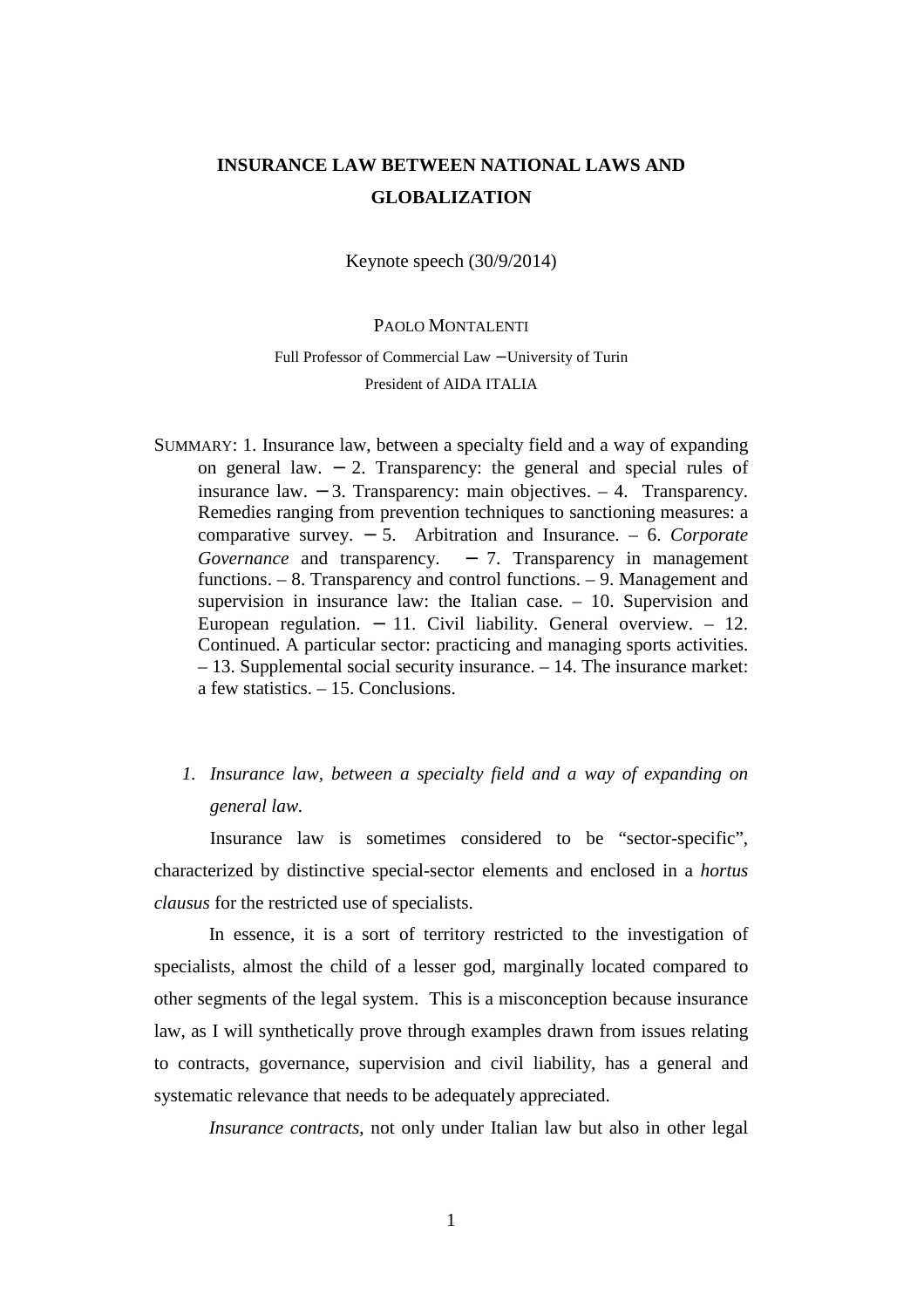# INSURANCE LAW BETWEEN NATIONAL LAWS AND GLOBALIZATION

Keynote speech (30/9/2014)

PAOLO MONTALENTI

Full Professor of Commercial Law – University of Turin

President of AIDA ITALIA

SUMMARY: 1. Insurance law, between a specialty field and a way of expanding on general law. – 2. Transparency: the general and special rules of insurance law. – 3. Transparency: main objectives. – 4. Transparency. Remedies ranging from prevention techniques to sanctioning measures: a comparative survey. – 5. Arbitration and Insurance. – 6. *Corporate Governance* and transparency. – 7. Transparency in management functions. – 8. Transparency and control functions. – 9. Management and supervision in insurance law: the Italian case. – 10. Supervision and European regulation. – 11. Civil liability. General overview. – 12. Continued. A particular sector: practicing and managing sports activities. – 13. Supplemental social security insurance. – 14. The insurance market: a few statistics. – 15. Conclusions.

## 1. *Insurance law, between a specialty field and a way of expanding on general law.*

Insurance law is sometimes considered to be "sector-specific", characterized by distinctive special-sector elements and enclosed in a *hortus clausus* for the restricted use of specialists.

In essence, it is a sort of territory restricted to the investigation of specialists, almost the child of a lesser god, marginally located compared to other segments of the legal system. This is a misconception because insurance law, as I will synthetically prove through examples drawn from issues relating to contracts, governance, supervision and civil liability, has a general and systematic relevance that needs to be adequately appreciated.

*Insurance contracts*, not only under Italian law but also in other legal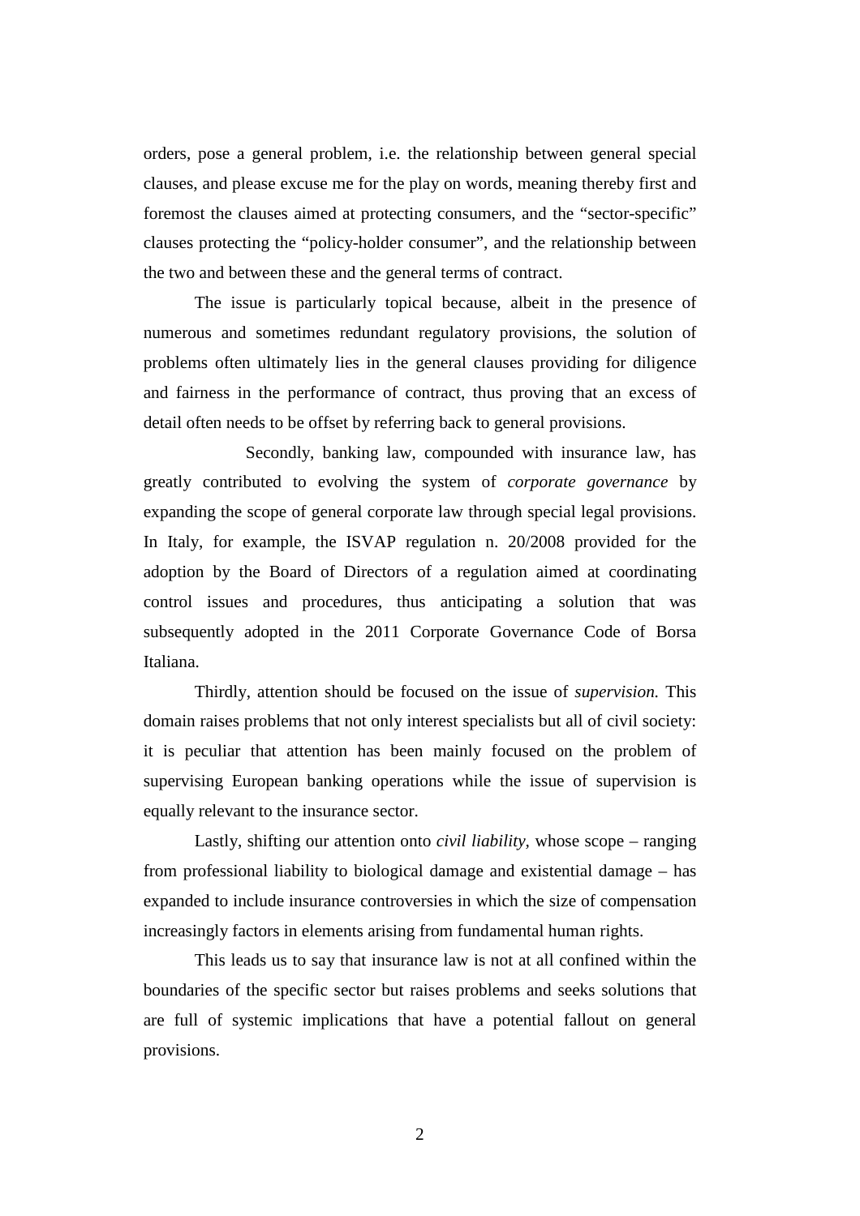orders, pose a general problem, i.e. the relationship between general special clauses, and please excuse me for the play on words, meaning thereby first and foremost the clauses aimed at protecting consumers, and the "sector-specific" clauses protecting the "policy-holder consumer", and the relationship between the two and between these and the general terms of contract.

The issue is particularly topical because, albeit in the presence of numerous and sometimes redundant regulatory provisions, the solution of problems often ultimately lies in the general clauses providing for diligence and fairness in the performance of contract, thus proving that an excess of detail often needs to be offset by referring back to general provisions.

Secondly, banking law, compounded with insurance law, has greatly contributed to evolving the system of *corporate governance* by expanding the scope of general corporate law through special legal provisions. In Italy, for example, the ISVAP regulation n. 20/2008 provided for the adoption by the Board of Directors of a regulation aimed at coordinating control issues and procedures, thus anticipating a solution that was subsequently adopted in the 2011 Corporate Governance Code of Borsa Italiana.

Thirdly, attention should be focused on the issue of *supervision.* This domain raises problems that not only interest specialists but all of civil society: it is peculiar that attention has been mainly focused on the problem of supervising European banking operations while the issue of supervision is equally relevant to the insurance sector.

Lastly, shifting our attention onto *civil liability,* whose scope – ranging from professional liability to biological damage and existential damage – has expanded to include insurance controversies in which the size of compensation increasingly factors in elements arising from fundamental human rights.

This leads us to say that insurance law is not at all confined within the boundaries of the specific sector but raises problems and seeks solutions that are full of systemic implications that have a potential fallout on general provisions.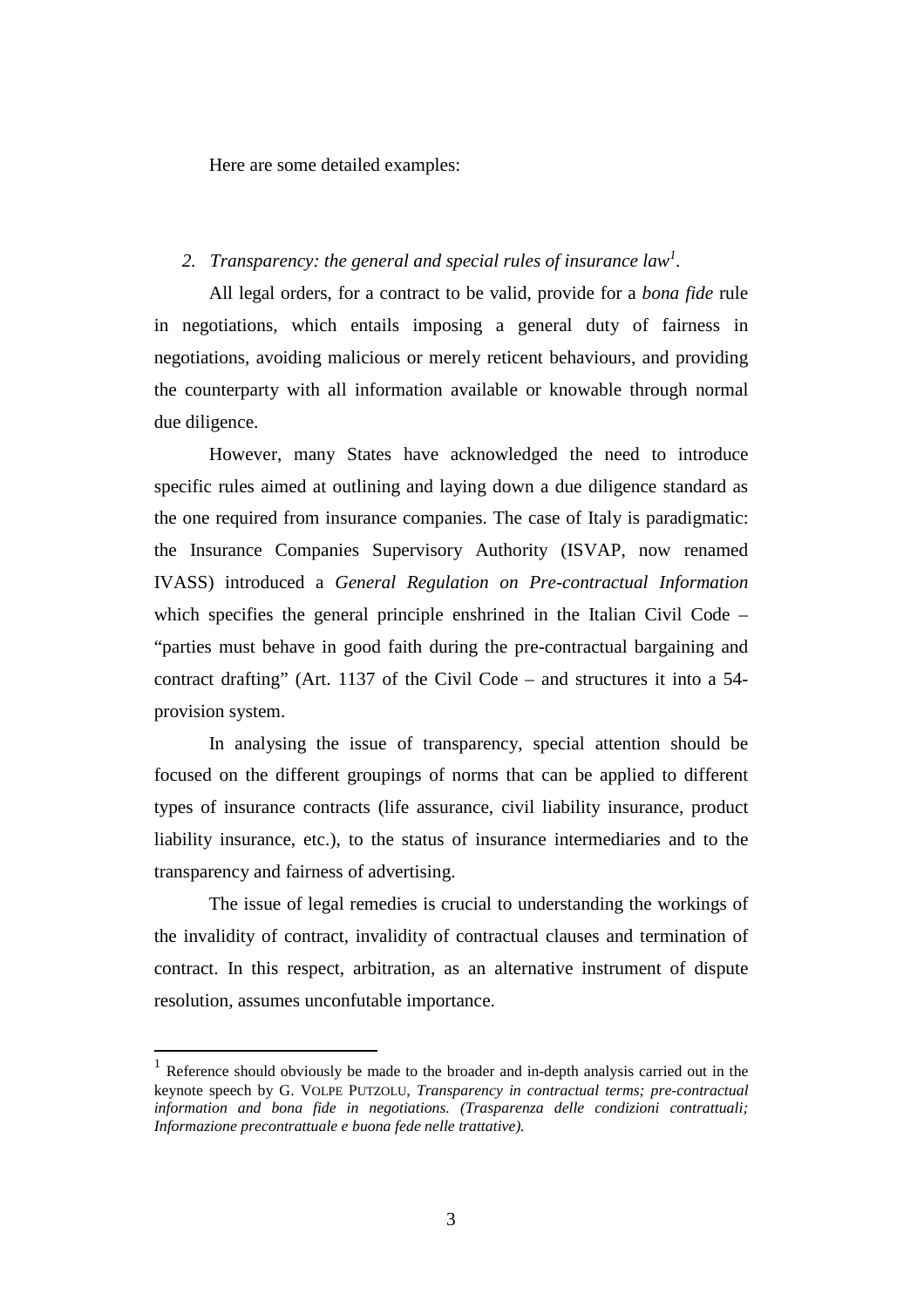Here are some detailed examples:

## 2. *Transparency: the general and special rules of insurance law*[1].

All legal orders, for a contract to be valid, provide for a *bona fide* rule in negotiations, which entails imposing a general duty of fairness in negotiations, avoiding malicious or merely reticent behaviours, and providing the counterparty with all information available or knowable through normal due diligence.

However, many States have acknowledged the need to introduce specific rules aimed at outlining and laying down a due diligence standard as the one required from insurance companies. The case of Italy is paradigmatic: the Insurance Companies Supervisory Authority (ISVAP, now renamed IVASS) introduced a *General Regulation on Pre-contractual Information* which specifies the general principle enshrined in the Italian Civil Code – "parties must behave in good faith during the pre-contractual bargaining and contract drafting" (Art. 1137 of the Civil Code – and structures it into a 54-provision system.

In analysing the issue of transparency, special attention should be focused on the different groupings of norms that can be applied to different types of insurance contracts (life assurance, civil liability insurance, product liability insurance, etc.), to the status of insurance intermediaries and to the transparency and fairness of advertising.

The issue of legal remedies is crucial to understanding the workings of the invalidity of contract, invalidity of contractual clauses and termination of contract. In this respect, arbitration, as an alternative instrument of dispute resolution, assumes unconfutable importance.

---

[1] Reference should obviously be made to the broader and in-depth analysis carried out in the keynote speech by G. VOLPE PUTZOLU, *Transparency in contractual terms; pre-contractual information and bona fide in negotiations. (Trasparenza delle condizioni contrattuali; Informazione precontrattuale e buona fede nelle trattative).*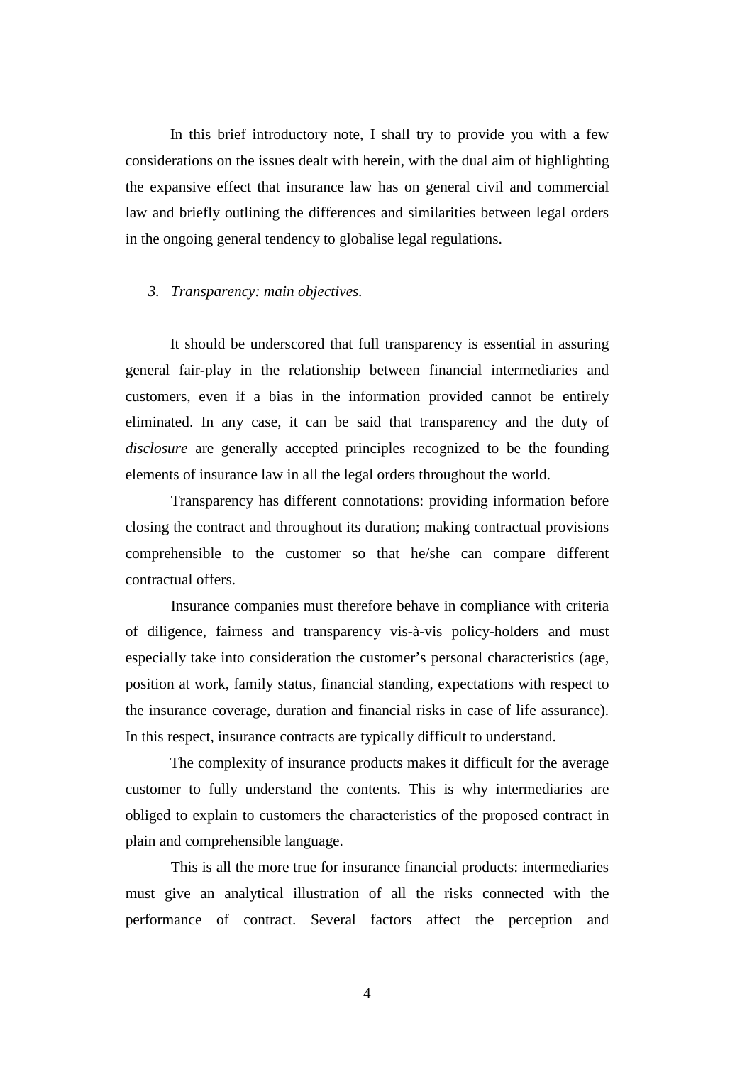In this brief introductory note, I shall try to provide you with a few considerations on the issues dealt with herein, with the dual aim of highlighting the expansive effect that insurance law has on general civil and commercial law and briefly outlining the differences and similarities between legal orders in the ongoing general tendency to globalise legal regulations.

### *3. Transparency: main objectives.*

It should be underscored that full transparency is essential in assuring general fair-play in the relationship between financial intermediaries and customers, even if a bias in the information provided cannot be entirely eliminated. In any case, it can be said that transparency and the duty of *disclosure* are generally accepted principles recognized to be the founding elements of insurance law in all the legal orders throughout the world.

Transparency has different connotations: providing information before closing the contract and throughout its duration; making contractual provisions comprehensible to the customer so that he/she can compare different contractual offers.

Insurance companies must therefore behave in compliance with criteria of diligence, fairness and transparency vis-à-vis policy-holders and must especially take into consideration the customer's personal characteristics (age, position at work, family status, financial standing, expectations with respect to the insurance coverage, duration and financial risks in case of life assurance). In this respect, insurance contracts are typically difficult to understand.

The complexity of insurance products makes it difficult for the average customer to fully understand the contents. This is why intermediaries are obliged to explain to customers the characteristics of the proposed contract in plain and comprehensible language.

This is all the more true for insurance financial products: intermediaries must give an analytical illustration of all the risks connected with the performance of contract. Several factors affect the perception and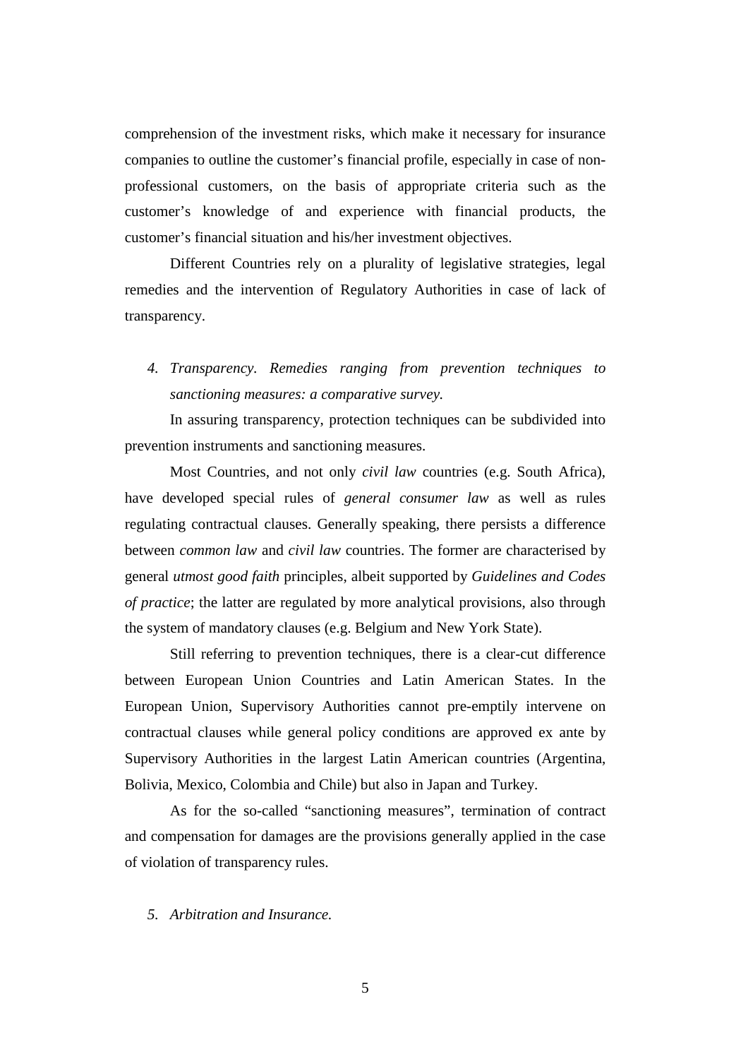comprehension of the investment risks, which make it necessary for insurance companies to outline the customer's financial profile, especially in case of non-professional customers, on the basis of appropriate criteria such as the customer's knowledge of and experience with financial products, the customer's financial situation and his/her investment objectives.

Different Countries rely on a plurality of legislative strategies, legal remedies and the intervention of Regulatory Authorities in case of lack of transparency.

4. *Transparency. Remedies ranging from prevention techniques to sanctioning measures: a comparative survey.*

In assuring transparency, protection techniques can be subdivided into prevention instruments and sanctioning measures.

Most Countries, and not only *civil law* countries (e.g. South Africa), have developed special rules of *general consumer law* as well as rules regulating contractual clauses. Generally speaking, there persists a difference between *common law* and *civil law* countries. The former are characterised by general *utmost good faith* principles, albeit supported by *Guidelines and Codes of practice*; the latter are regulated by more analytical provisions, also through the system of mandatory clauses (e.g. Belgium and New York State).

Still referring to prevention techniques, there is a clear-cut difference between European Union Countries and Latin American States. In the European Union, Supervisory Authorities cannot pre-emptily intervene on contractual clauses while general policy conditions are approved ex ante by Supervisory Authorities in the largest Latin American countries (Argentina, Bolivia, Mexico, Colombia and Chile) but also in Japan and Turkey.

As for the so-called "sanctioning measures", termination of contract and compensation for damages are the provisions generally applied in the case of violation of transparency rules.

5. *Arbitration and Insurance.*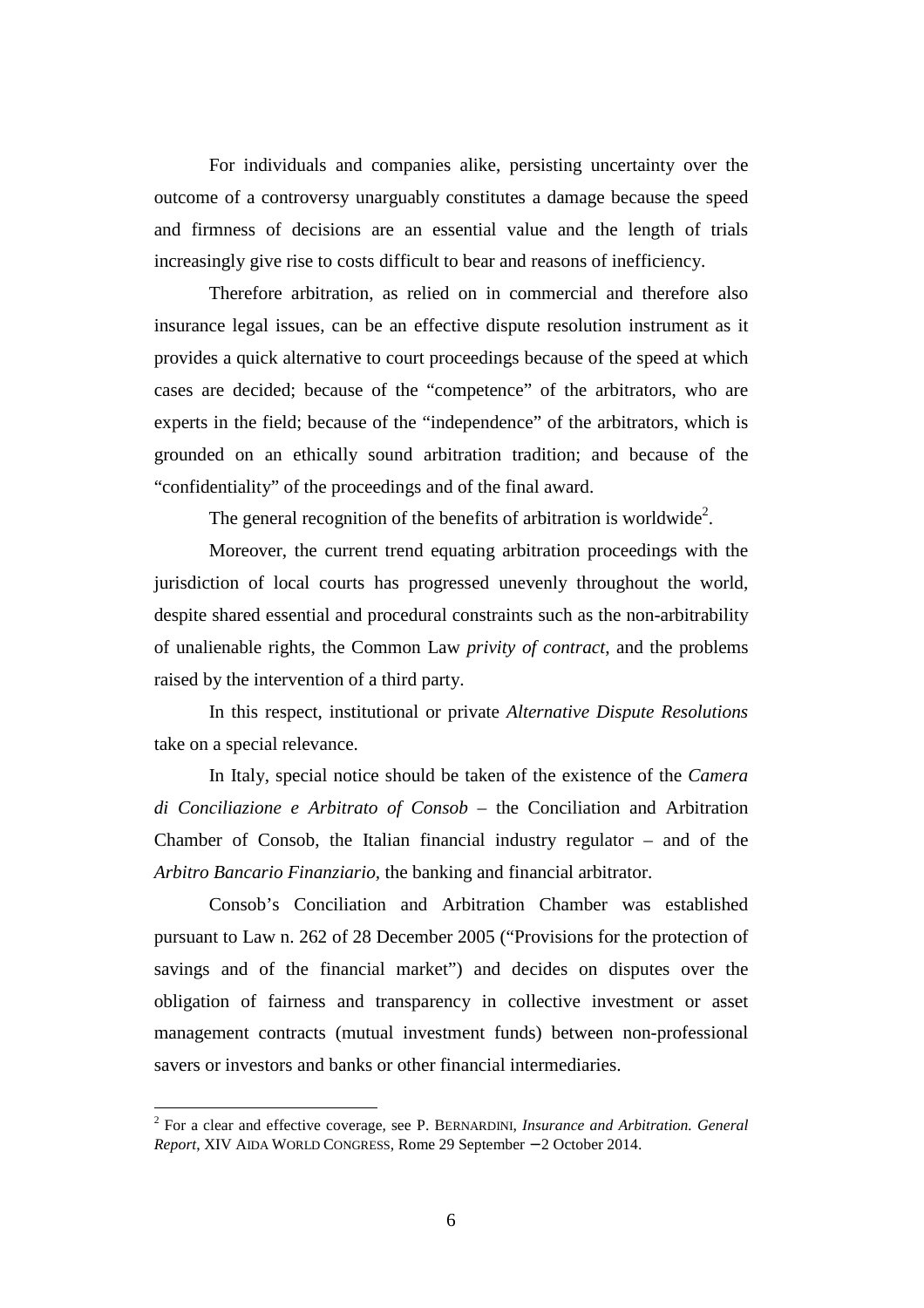For individuals and companies alike, persisting uncertainty over the outcome of a controversy unarguably constitutes a damage because the speed and firmness of decisions are an essential value and the length of trials increasingly give rise to costs difficult to bear and reasons of inefficiency.

Therefore arbitration, as relied on in commercial and therefore also insurance legal issues, can be an effective dispute resolution instrument as it provides a quick alternative to court proceedings because of the speed at which cases are decided; because of the "competence" of the arbitrators, who are experts in the field; because of the "independence" of the arbitrators, which is grounded on an ethically sound arbitration tradition; and because of the "confidentiality" of the proceedings and of the final award.

The general recognition of the benefits of arbitration is worldwide[2].

Moreover, the current trend equating arbitration proceedings with the jurisdiction of local courts has progressed unevenly throughout the world, despite shared essential and procedural constraints such as the non-arbitrability of unalienable rights, the Common Law *privity of contract*, and the problems raised by the intervention of a third party.

In this respect, institutional or private *Alternative Dispute Resolutions* take on a special relevance.

In Italy, special notice should be taken of the existence of the *Camera di Conciliazione e Arbitrato of Consob* – the Conciliation and Arbitration Chamber of Consob, the Italian financial industry regulator – and of the *Arbitro Bancario Finanziario*, the banking and financial arbitrator.

Consob's Conciliation and Arbitration Chamber was established pursuant to Law n. 262 of 28 December 2005 ("Provisions for the protection of savings and of the financial market") and decides on disputes over the obligation of fairness and transparency in collective investment or asset management contracts (mutual investment funds) between non-professional savers or investors and banks or other financial intermediaries.

---

[2] For a clear and effective coverage, see P. BERNARDINI, *Insurance and Arbitration. General Report*, XIV AIDA WORLD CONGRESS, Rome 29 September – 2 October 2014.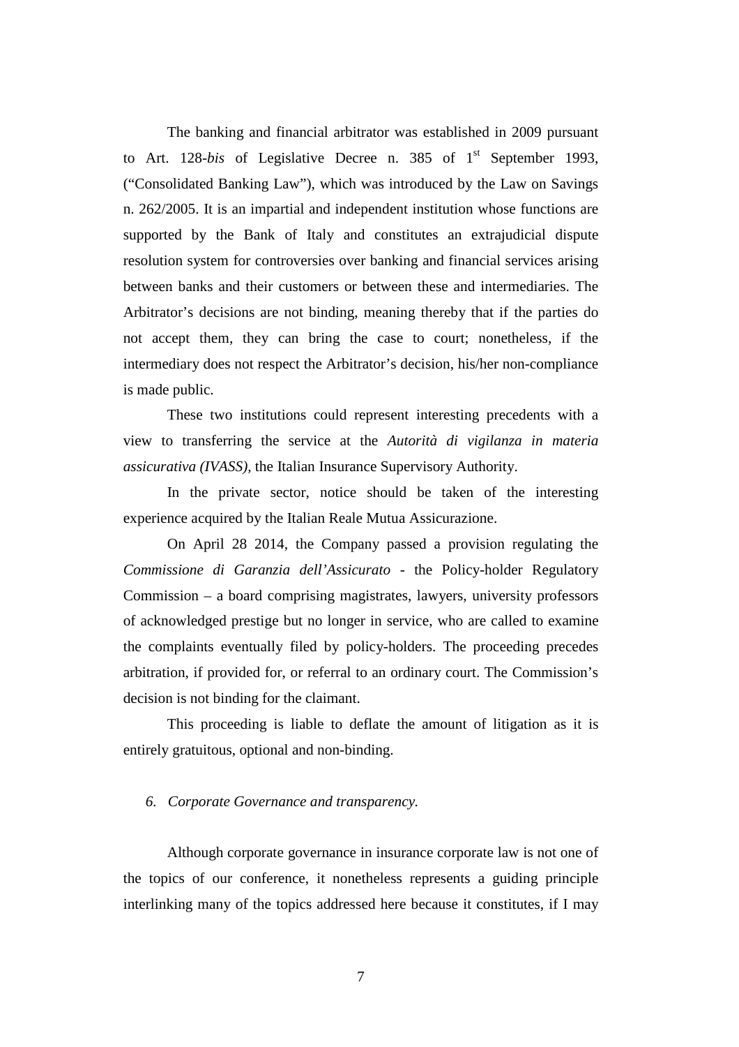The banking and financial arbitrator was established in 2009 pursuant to Art. 128-*bis* of Legislative Decree n. 385 of 1st September 1993, ("Consolidated Banking Law"), which was introduced by the Law on Savings n. 262/2005. It is an impartial and independent institution whose functions are supported by the Bank of Italy and constitutes an extrajudicial dispute resolution system for controversies over banking and financial services arising between banks and their customers or between these and intermediaries. The Arbitrator's decisions are not binding, meaning thereby that if the parties do not accept them, they can bring the case to court; nonetheless, if the intermediary does not respect the Arbitrator's decision, his/her non-compliance is made public.

These two institutions could represent interesting precedents with a view to transferring the service at the *Autorità di vigilanza in materia assicurativa (IVASS),* the Italian Insurance Supervisory Authority.

In the private sector, notice should be taken of the interesting experience acquired by the Italian Reale Mutua Assicurazione.

On April 28 2014, the Company passed a provision regulating the *Commissione di Garanzia dell'Assicurato* - the Policy-holder Regulatory Commission – a board comprising magistrates, lawyers, university professors of acknowledged prestige but no longer in service, who are called to examine the complaints eventually filed by policy-holders. The proceeding precedes arbitration, if provided for, or referral to an ordinary court. The Commission's decision is not binding for the claimant.

This proceeding is liable to deflate the amount of litigation as it is entirely gratuitous, optional and non-binding.

### *6. Corporate Governance and transparency.*

Although corporate governance in insurance corporate law is not one of the topics of our conference, it nonetheless represents a guiding principle interlinking many of the topics addressed here because it constitutes, if I may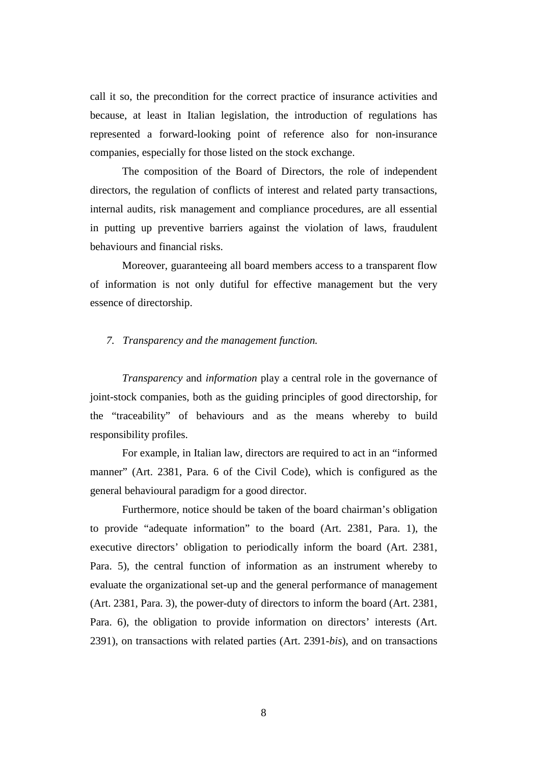call it so, the precondition for the correct practice of insurance activities and because, at least in Italian legislation, the introduction of regulations has represented a forward-looking point of reference also for non-insurance companies, especially for those listed on the stock exchange.

The composition of the Board of Directors, the role of independent directors, the regulation of conflicts of interest and related party transactions, internal audits, risk management and compliance procedures, are all essential in putting up preventive barriers against the violation of laws, fraudulent behaviours and financial risks.

Moreover, guaranteeing all board members access to a transparent flow of information is not only dutiful for effective management but the very essence of directorship.

## *7. Transparency and the management function.*

*Transparency* and *information* play a central role in the governance of joint-stock companies, both as the guiding principles of good directorship, for the "traceability" of behaviours and as the means whereby to build responsibility profiles.

For example, in Italian law, directors are required to act in an "informed manner" (Art. 2381, Para. 6 of the Civil Code), which is configured as the general behavioural paradigm for a good director.

Furthermore, notice should be taken of the board chairman's obligation to provide "adequate information" to the board (Art. 2381, Para. 1), the executive directors' obligation to periodically inform the board (Art. 2381, Para. 5), the central function of information as an instrument whereby to evaluate the organizational set-up and the general performance of management (Art. 2381, Para. 3), the power-duty of directors to inform the board (Art. 2381, Para. 6), the obligation to provide information on directors' interests (Art. 2391), on transactions with related parties (Art. 2391-*bis*), and on transactions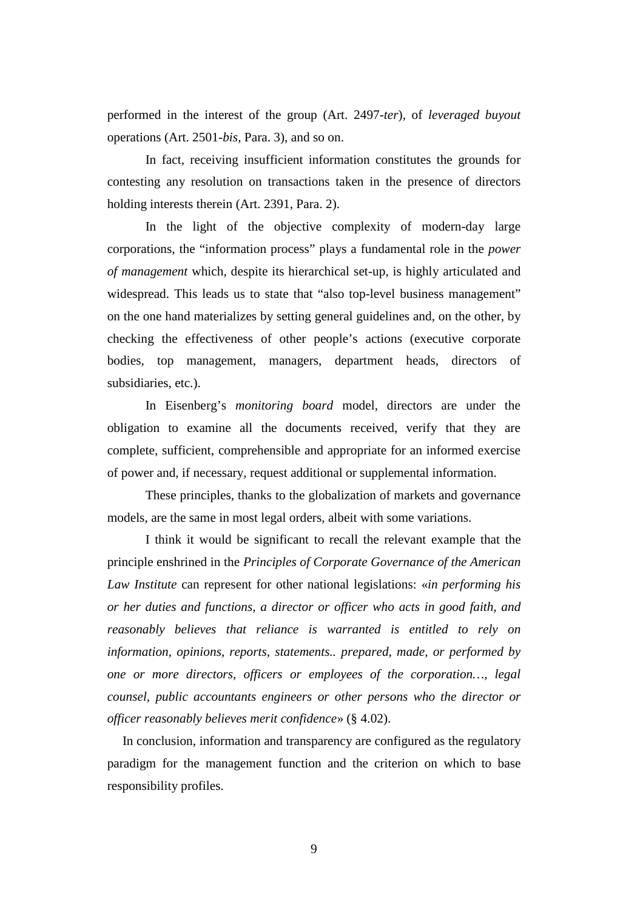performed in the interest of the group (Art. 2497-*ter*), of *leveraged buyout* operations (Art. 2501-*bis*, Para. 3), and so on.

In fact, receiving insufficient information constitutes the grounds for contesting any resolution on transactions taken in the presence of directors holding interests therein (Art. 2391, Para. 2).

In the light of the objective complexity of modern-day large corporations, the "information process" plays a fundamental role in the *power of management* which, despite its hierarchical set-up, is highly articulated and widespread. This leads us to state that "also top-level business management" on the one hand materializes by setting general guidelines and, on the other, by checking the effectiveness of other people's actions (executive corporate bodies, top management, managers, department heads, directors of subsidiaries, etc.).

In Eisenberg's *monitoring board* model, directors are under the obligation to examine all the documents received, verify that they are complete, sufficient, comprehensible and appropriate for an informed exercise of power and, if necessary, request additional or supplemental information.

These principles, thanks to the globalization of markets and governance models, are the same in most legal orders, albeit with some variations.

I think it would be significant to recall the relevant example that the principle enshrined in the *Principles of Corporate Governance of the American Law Institute* can represent for other national legislations: «*in performing his or her duties and functions, a director or officer who acts in good faith, and reasonably believes that reliance is warranted is entitled to rely on information, opinions, reports, statements.. prepared, made, or performed by one or more directors, officers or employees of the corporation…, legal counsel, public accountants engineers or other persons who the director or officer reasonably believes merit confidence*» (§ 4.02).

In conclusion, information and transparency are configured as the regulatory paradigm for the management function and the criterion on which to base responsibility profiles.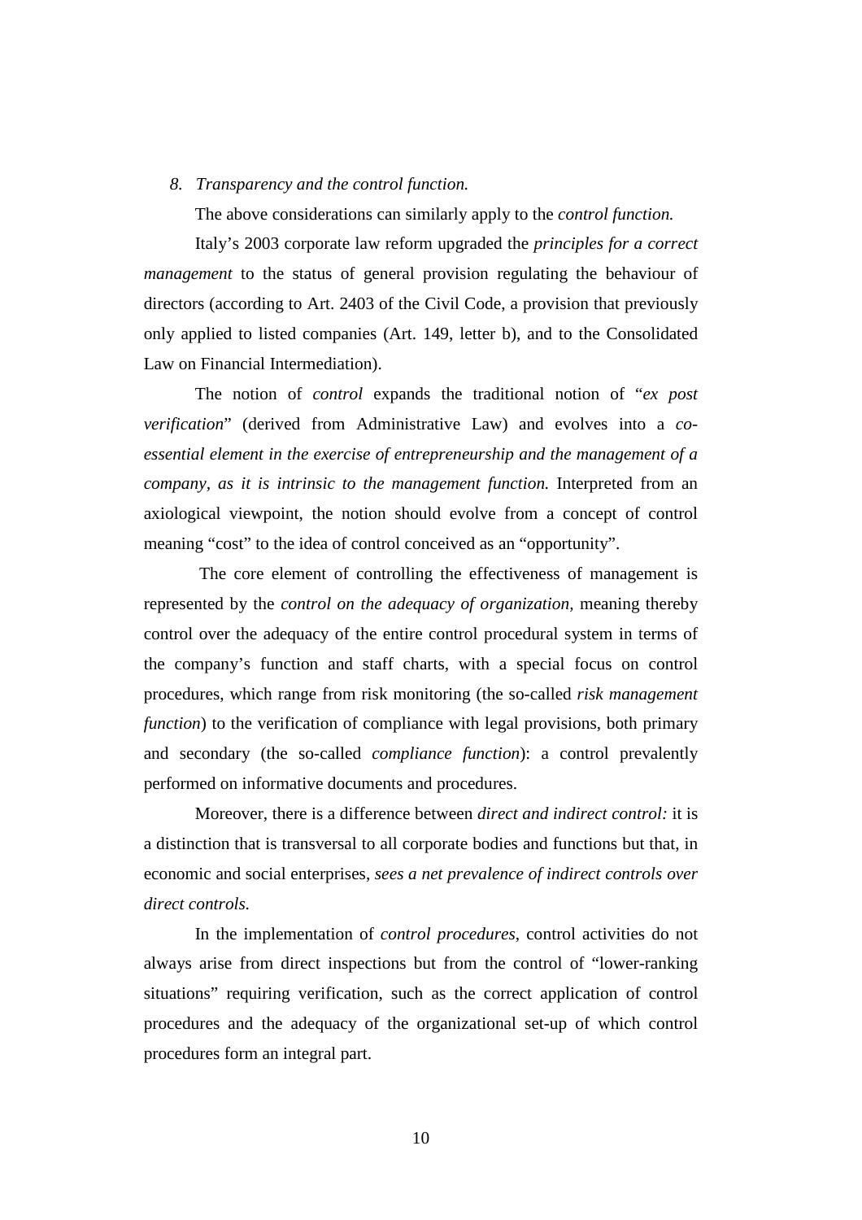## 8. *Transparency and the control function.*

The above considerations can similarly apply to the *control function.*

Italy's 2003 corporate law reform upgraded the *principles for a correct management* to the status of general provision regulating the behaviour of directors (according to Art. 2403 of the Civil Code, a provision that previously only applied to listed companies (Art. 149, letter b), and to the Consolidated Law on Financial Intermediation).

The notion of *control* expands the traditional notion of "*ex post verification*" (derived from Administrative Law) and evolves into a *co-essential element in the exercise of entrepreneurship and the management of a company, as it is intrinsic to the management function.* Interpreted from an axiological viewpoint, the notion should evolve from a concept of control meaning "cost" to the idea of control conceived as an "opportunity".

The core element of controlling the effectiveness of management is represented by the *control on the adequacy of organization,* meaning thereby control over the adequacy of the entire control procedural system in terms of the company's function and staff charts, with a special focus on control procedures, which range from risk monitoring (the so-called *risk management function*) to the verification of compliance with legal provisions, both primary and secondary (the so-called *compliance function*): a control prevalently performed on informative documents and procedures.

Moreover, there is a difference between *direct and indirect control:* it is a distinction that is transversal to all corporate bodies and functions but that, in economic and social enterprises, *sees a net prevalence of indirect controls over direct controls.*

In the implementation of *control procedures*, control activities do not always arise from direct inspections but from the control of "lower-ranking situations" requiring verification, such as the correct application of control procedures and the adequacy of the organizational set-up of which control procedures form an integral part.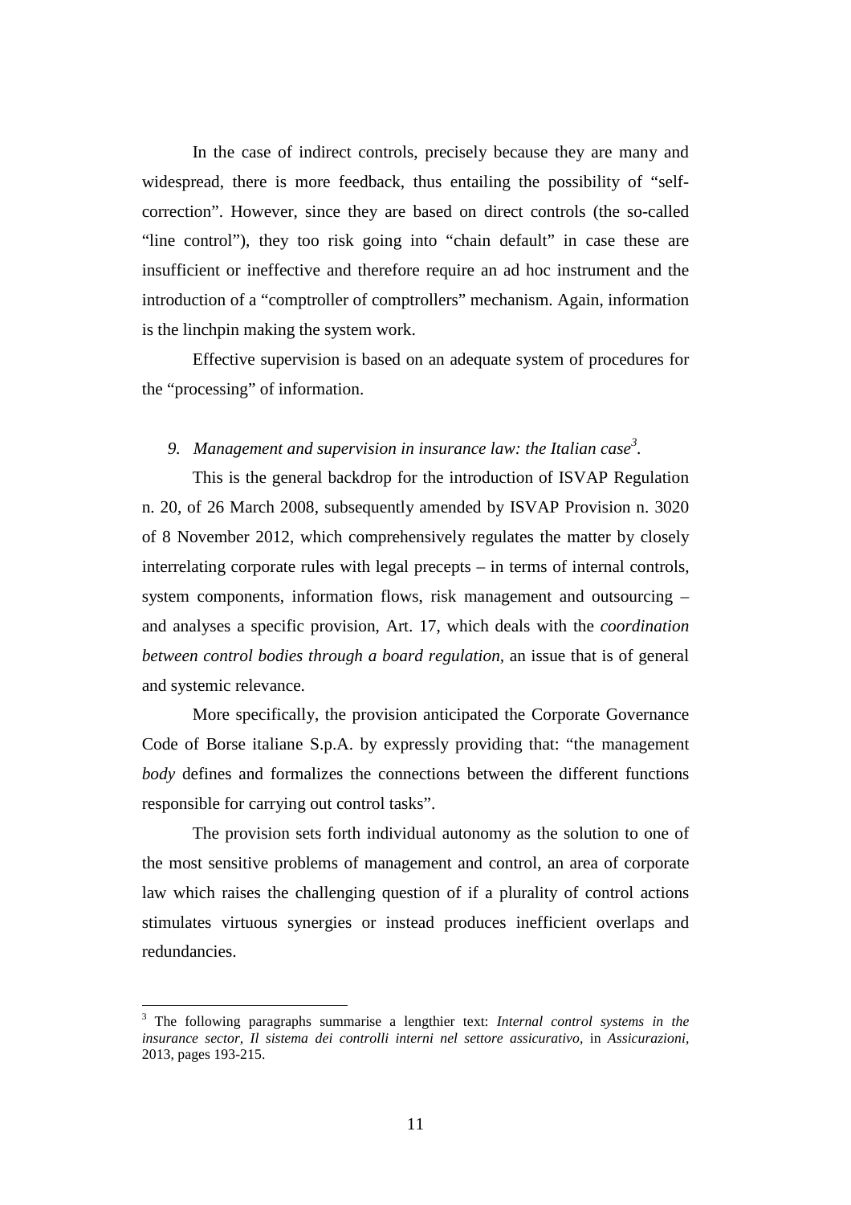In the case of indirect controls, precisely because they are many and widespread, there is more feedback, thus entailing the possibility of "self-correction". However, since they are based on direct controls (the so-called "line control"), they too risk going into "chain default" in case these are insufficient or ineffective and therefore require an ad hoc instrument and the introduction of a "comptroller of comptrollers" mechanism. Again, information is the linchpin making the system work.

Effective supervision is based on an adequate system of procedures for the "processing" of information.

### *9. Management and supervision in insurance law: the Italian case*[3].

This is the general backdrop for the introduction of ISVAP Regulation n. 20, of 26 March 2008, subsequently amended by ISVAP Provision n. 3020 of 8 November 2012, which comprehensively regulates the matter by closely interrelating corporate rules with legal precepts – in terms of internal controls, system components, information flows, risk management and outsourcing – and analyses a specific provision, Art. 17, which deals with the *coordination between control bodies through a board regulation*, an issue that is of general and systemic relevance.

More specifically, the provision anticipated the Corporate Governance Code of Borse italiane S.p.A. by expressly providing that: "the management *body* defines and formalizes the connections between the different functions responsible for carrying out control tasks".

The provision sets forth individual autonomy as the solution to one of the most sensitive problems of management and control, an area of corporate law which raises the challenging question of if a plurality of control actions stimulates virtuous synergies or instead produces inefficient overlaps and redundancies.

---

[3] The following paragraphs summarise a lengthier text: *Internal control systems in the insurance sector, Il sistema dei controlli interni nel settore assicurativo*, in *Assicurazioni*, 2013, pages 193-215.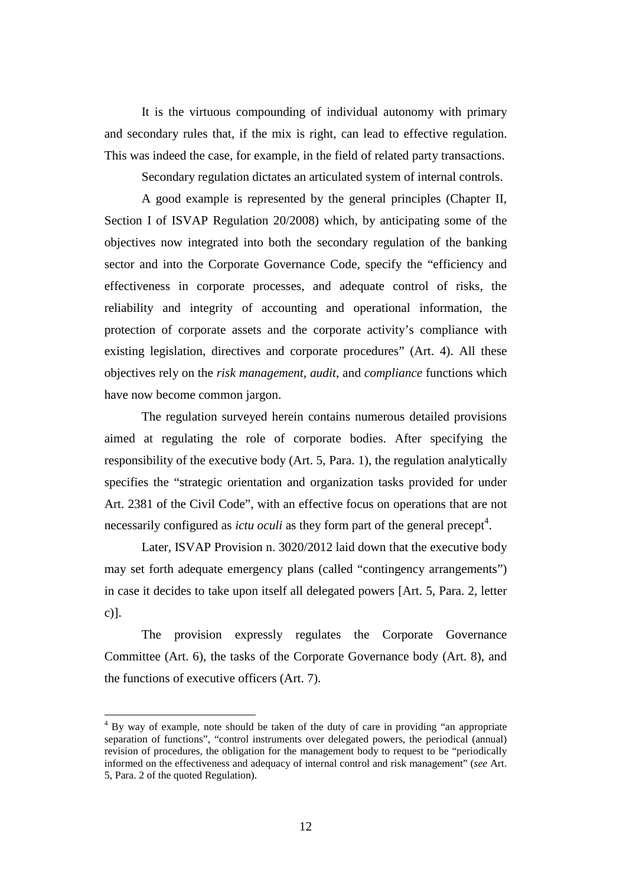It is the virtuous compounding of individual autonomy with primary and secondary rules that, if the mix is right, can lead to effective regulation. This was indeed the case, for example, in the field of related party transactions.

Secondary regulation dictates an articulated system of internal controls.

A good example is represented by the general principles (Chapter II, Section I of ISVAP Regulation 20/2008) which, by anticipating some of the objectives now integrated into both the secondary regulation of the banking sector and into the Corporate Governance Code, specify the "efficiency and effectiveness in corporate processes, and adequate control of risks, the reliability and integrity of accounting and operational information, the protection of corporate assets and the corporate activity's compliance with existing legislation, directives and corporate procedures" (Art. 4). All these objectives rely on the *risk management*, *audit*, and *compliance* functions which have now become common jargon.

The regulation surveyed herein contains numerous detailed provisions aimed at regulating the role of corporate bodies. After specifying the responsibility of the executive body (Art. 5, Para. 1), the regulation analytically specifies the "strategic orientation and organization tasks provided for under Art. 2381 of the Civil Code", with an effective focus on operations that are not necessarily configured as *ictu oculi* as they form part of the general precept[4].

Later, ISVAP Provision n. 3020/2012 laid down that the executive body may set forth adequate emergency plans (called "contingency arrangements") in case it decides to take upon itself all delegated powers [Art. 5, Para. 2, letter c)].

The provision expressly regulates the Corporate Governance Committee (Art. 6), the tasks of the Corporate Governance body (Art. 8), and the functions of executive officers (Art. 7).

[4] By way of example, note should be taken of the duty of care in providing "an appropriate separation of functions", "control instruments over delegated powers, the periodical (annual) revision of procedures, the obligation for the management body to request to be "periodically informed on the effectiveness and adequacy of internal control and risk management" (*see* Art. 5, Para. 2 of the quoted Regulation).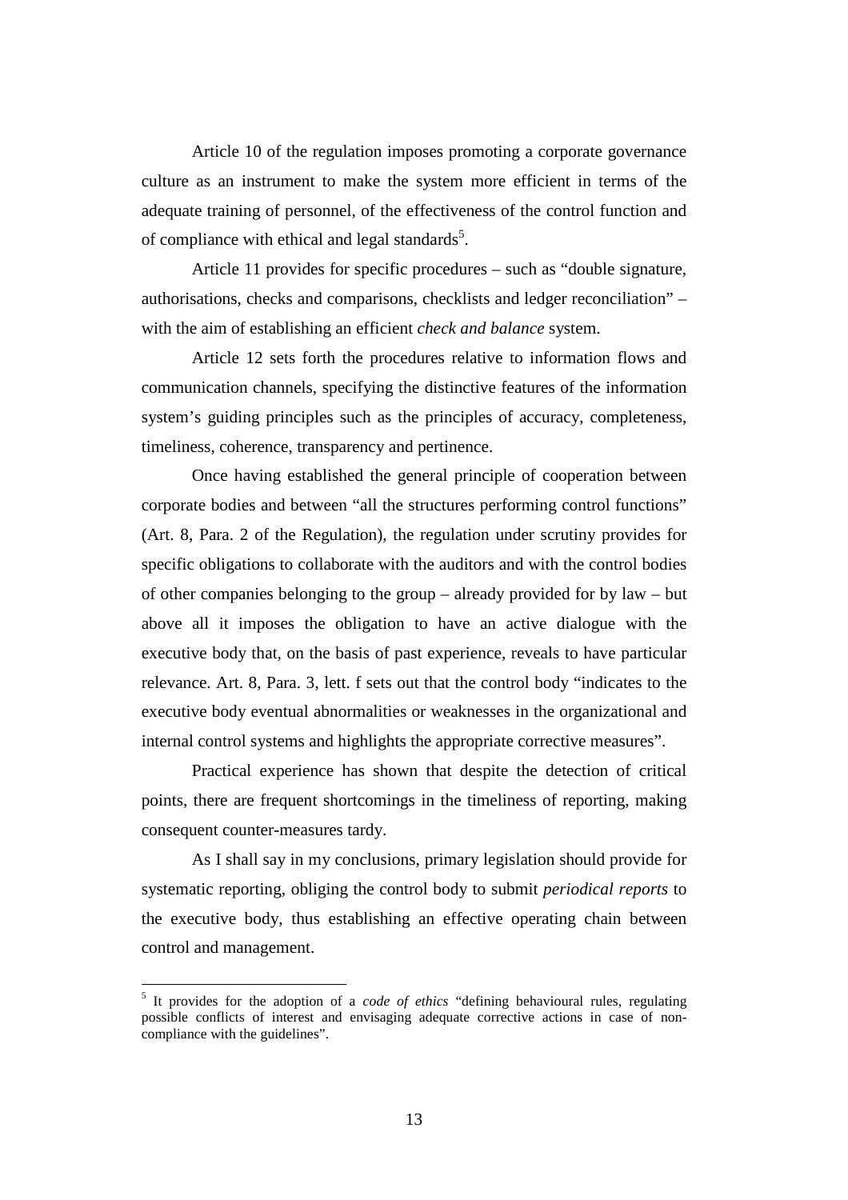Article 10 of the regulation imposes promoting a corporate governance culture as an instrument to make the system more efficient in terms of the adequate training of personnel, of the effectiveness of the control function and of compliance with ethical and legal standards[5].

Article 11 provides for specific procedures – such as "double signature, authorisations, checks and comparisons, checklists and ledger reconciliation" – with the aim of establishing an efficient *check and balance* system.

Article 12 sets forth the procedures relative to information flows and communication channels, specifying the distinctive features of the information system's guiding principles such as the principles of accuracy, completeness, timeliness, coherence, transparency and pertinence.

Once having established the general principle of cooperation between corporate bodies and between "all the structures performing control functions" (Art. 8, Para. 2 of the Regulation), the regulation under scrutiny provides for specific obligations to collaborate with the auditors and with the control bodies of other companies belonging to the group – already provided for by law – but above all it imposes the obligation to have an active dialogue with the executive body that, on the basis of past experience, reveals to have particular relevance. Art. 8, Para. 3, lett. f sets out that the control body "indicates to the executive body eventual abnormalities or weaknesses in the organizational and internal control systems and highlights the appropriate corrective measures".

Practical experience has shown that despite the detection of critical points, there are frequent shortcomings in the timeliness of reporting, making consequent counter-measures tardy.

As I shall say in my conclusions, primary legislation should provide for systematic reporting, obliging the control body to submit *periodical reports* to the executive body, thus establishing an effective operating chain between control and management.

---

[5] It provides for the adoption of a *code of ethics* "defining behavioural rules, regulating possible conflicts of interest and envisaging adequate corrective actions in case of non-compliance with the guidelines".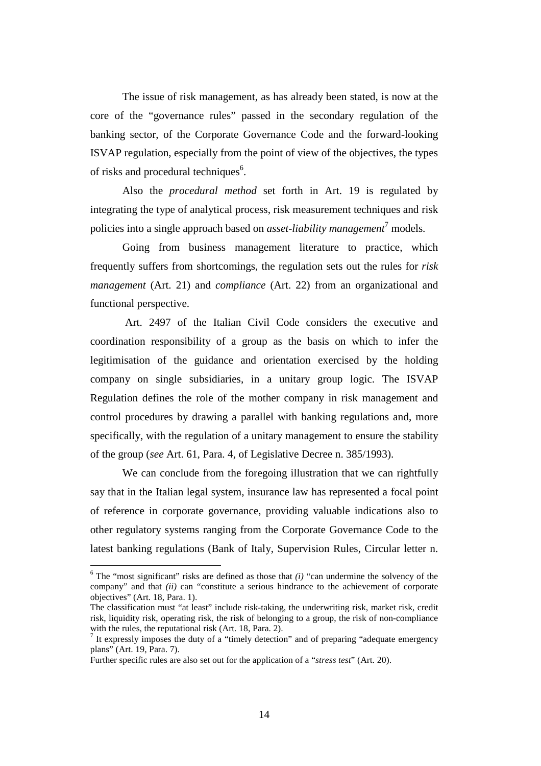The issue of risk management, as has already been stated, is now at the core of the "governance rules" passed in the secondary regulation of the banking sector, of the Corporate Governance Code and the forward-looking ISVAP regulation, especially from the point of view of the objectives, the types of risks and procedural techniques[6].

Also the *procedural method* set forth in Art. 19 is regulated by integrating the type of analytical process, risk measurement techniques and risk policies into a single approach based on *asset-liability management*[7] models.

Going from business management literature to practice, which frequently suffers from shortcomings, the regulation sets out the rules for *risk management* (Art. 21) and *compliance* (Art. 22) from an organizational and functional perspective.

Art. 2497 of the Italian Civil Code considers the executive and coordination responsibility of a group as the basis on which to infer the legitimisation of the guidance and orientation exercised by the holding company on single subsidiaries, in a unitary group logic. The ISVAP Regulation defines the role of the mother company in risk management and control procedures by drawing a parallel with banking regulations and, more specifically, with the regulation of a unitary management to ensure the stability of the group (*see* Art. 61, Para. 4, of Legislative Decree n. 385/1993).

We can conclude from the foregoing illustration that we can rightfully say that in the Italian legal system, insurance law has represented a focal point of reference in corporate governance, providing valuable indications also to other regulatory systems ranging from the Corporate Governance Code to the latest banking regulations (Bank of Italy, Supervision Rules, Circular letter n.

---

[6] The "most significant" risks are defined as those that *(i)* "can undermine the solvency of the company" and that *(ii)* can "constitute a serious hindrance to the achievement of corporate objectives" (Art. 18, Para. 1).

The classification must "at least" include risk-taking, the underwriting risk, market risk, credit risk, liquidity risk, operating risk, the risk of belonging to a group, the risk of non-compliance with the rules, the reputational risk (Art. 18, Para. 2).

[7] It expressly imposes the duty of a "timely detection" and of preparing "adequate emergency plans" (Art. 19, Para. 7).

Further specific rules are also set out for the application of a "*stress test*" (Art. 20).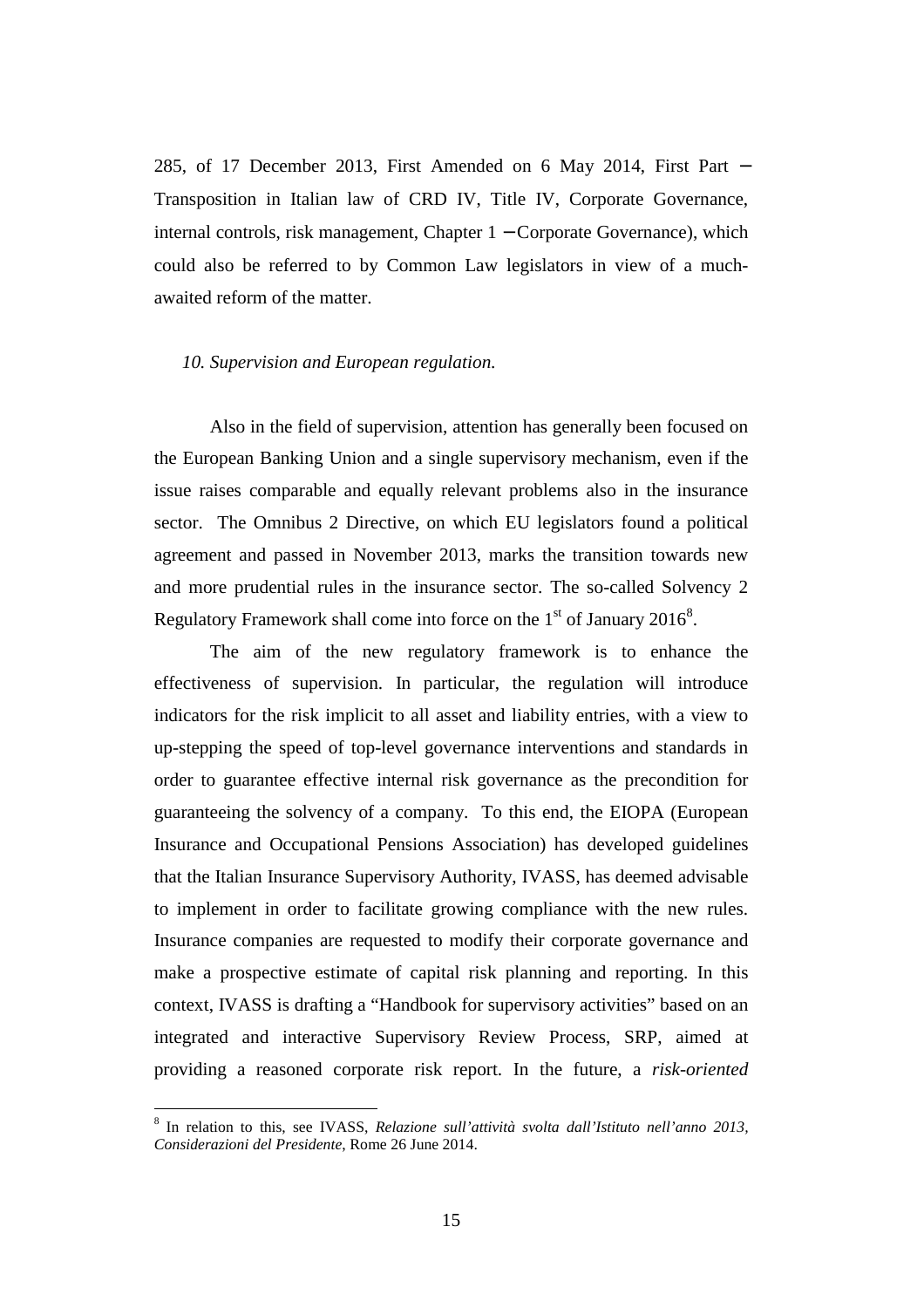285, of 17 December 2013, First Amended on 6 May 2014, First Part – Transposition in Italian law of CRD IV, Title IV, Corporate Governance, internal controls, risk management, Chapter 1 – Corporate Governance), which could also be referred to by Common Law legislators in view of a much-awaited reform of the matter.

## *10. Supervision and European regulation.*

Also in the field of supervision, attention has generally been focused on the European Banking Union and a single supervisory mechanism, even if the issue raises comparable and equally relevant problems also in the insurance sector. The Omnibus 2 Directive, on which EU legislators found a political agreement and passed in November 2013, marks the transition towards new and more prudential rules in the insurance sector. The so-called Solvency 2 Regulatory Framework shall come into force on the 1st of January 2016[8].

The aim of the new regulatory framework is to enhance the effectiveness of supervision. In particular, the regulation will introduce indicators for the risk implicit to all asset and liability entries, with a view to up-stepping the speed of top-level governance interventions and standards in order to guarantee effective internal risk governance as the precondition for guaranteeing the solvency of a company. To this end, the EIOPA (European Insurance and Occupational Pensions Association) has developed guidelines that the Italian Insurance Supervisory Authority, IVASS, has deemed advisable to implement in order to facilitate growing compliance with the new rules. Insurance companies are requested to modify their corporate governance and make a prospective estimate of capital risk planning and reporting. In this context, IVASS is drafting a "Handbook for supervisory activities" based on an integrated and interactive Supervisory Review Process, SRP, aimed at providing a reasoned corporate risk report. In the future, a *risk-oriented*

---

[8] In relation to this, see IVASS, *Relazione sull'attività svolta dall'Istituto nell'anno 2013, Considerazioni del Presidente*, Rome 26 June 2014.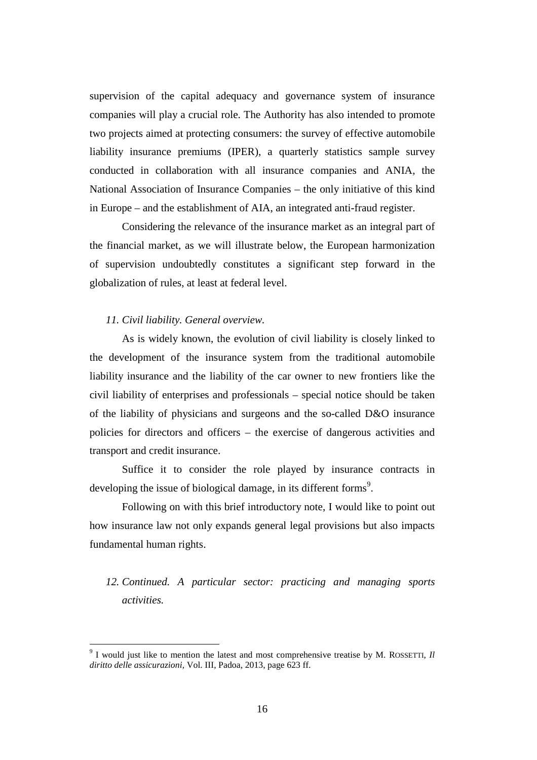supervision of the capital adequacy and governance system of insurance companies will play a crucial role. The Authority has also intended to promote two projects aimed at protecting consumers: the survey of effective automobile liability insurance premiums (IPER), a quarterly statistics sample survey conducted in collaboration with all insurance companies and ANIA, the National Association of Insurance Companies – the only initiative of this kind in Europe – and the establishment of AIA, an integrated anti-fraud register.

Considering the relevance of the insurance market as an integral part of the financial market, as we will illustrate below, the European harmonization of supervision undoubtedly constitutes a significant step forward in the globalization of rules, at least at federal level.

### *11. Civil liability. General overview.*

As is widely known, the evolution of civil liability is closely linked to the development of the insurance system from the traditional automobile liability insurance and the liability of the car owner to new frontiers like the civil liability of enterprises and professionals – special notice should be taken of the liability of physicians and surgeons and the so-called D&O insurance policies for directors and officers – the exercise of dangerous activities and transport and credit insurance.

Suffice it to consider the role played by insurance contracts in developing the issue of biological damage, in its different forms[9].

Following on with this brief introductory note, I would like to point out how insurance law not only expands general legal provisions but also impacts fundamental human rights.

### *12. Continued. A particular sector: practicing and managing sports activities.*

[9] I would just like to mention the latest and most comprehensive treatise by M. ROSSETTI, *Il diritto delle assicurazioni*, Vol. III, Padoa, 2013, page 623 ff.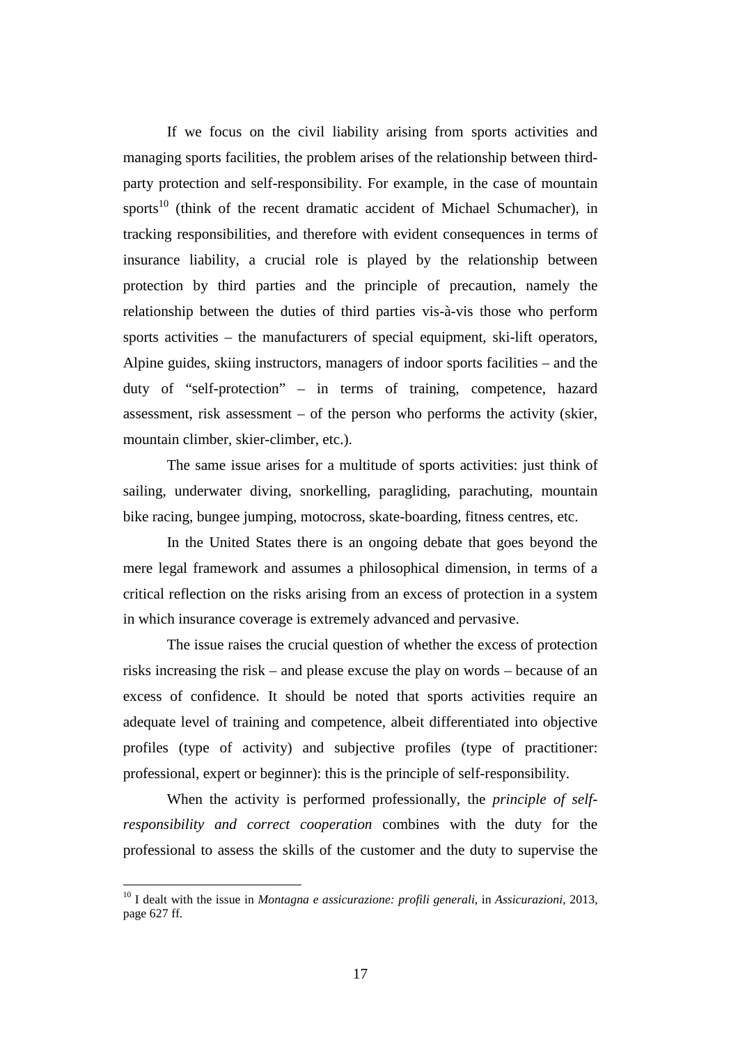If we focus on the civil liability arising from sports activities and managing sports facilities, the problem arises of the relationship between third-party protection and self-responsibility. For example, in the case of mountain sports[10] (think of the recent dramatic accident of Michael Schumacher), in tracking responsibilities, and therefore with evident consequences in terms of insurance liability, a crucial role is played by the relationship between protection by third parties and the principle of precaution, namely the relationship between the duties of third parties vis-à-vis those who perform sports activities – the manufacturers of special equipment, ski-lift operators, Alpine guides, skiing instructors, managers of indoor sports facilities – and the duty of "self-protection" – in terms of training, competence, hazard assessment, risk assessment – of the person who performs the activity (skier, mountain climber, skier-climber, etc.).

The same issue arises for a multitude of sports activities: just think of sailing, underwater diving, snorkelling, paragliding, parachuting, mountain bike racing, bungee jumping, motocross, skate-boarding, fitness centres, etc.

In the United States there is an ongoing debate that goes beyond the mere legal framework and assumes a philosophical dimension, in terms of a critical reflection on the risks arising from an excess of protection in a system in which insurance coverage is extremely advanced and pervasive.

The issue raises the crucial question of whether the excess of protection risks increasing the risk – and please excuse the play on words – because of an excess of confidence. It should be noted that sports activities require an adequate level of training and competence, albeit differentiated into objective profiles (type of activity) and subjective profiles (type of practitioner: professional, expert or beginner): this is the principle of self-responsibility.

When the activity is performed professionally, the *principle of self-responsibility and correct cooperation* combines with the duty for the professional to assess the skills of the customer and the duty to supervise the

[10] I dealt with the issue in *Montagna e assicurazione: profili generali*, in *Assicurazioni*, 2013, page 627 ff.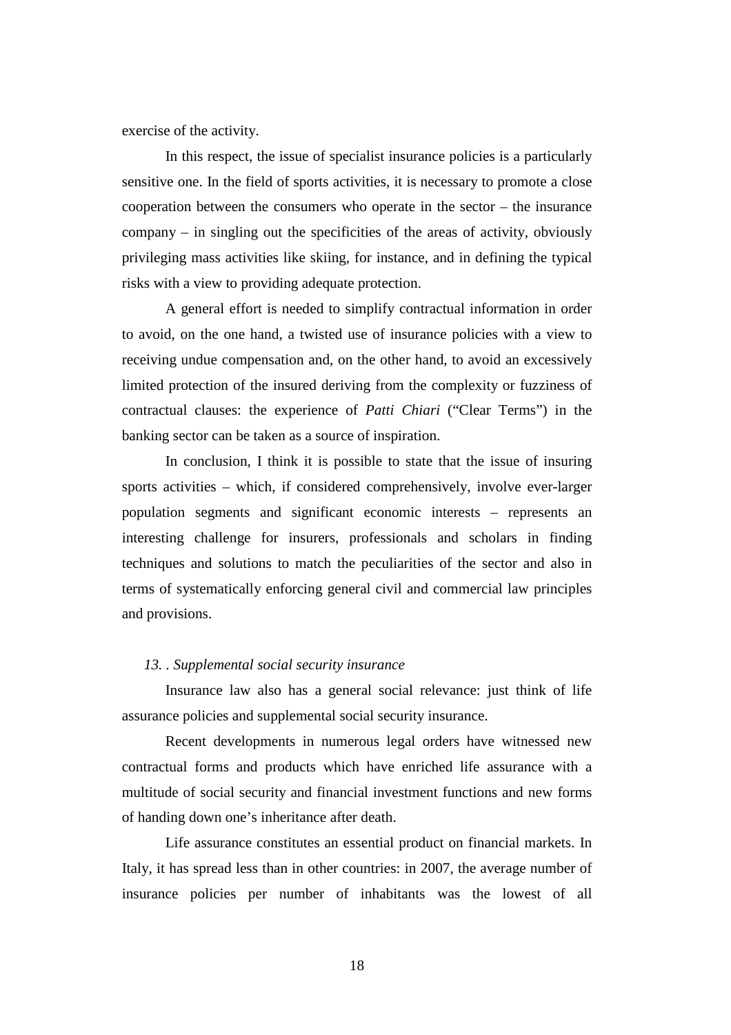exercise of the activity.

In this respect, the issue of specialist insurance policies is a particularly sensitive one. In the field of sports activities, it is necessary to promote a close cooperation between the consumers who operate in the sector – the insurance company – in singling out the specificities of the areas of activity, obviously privileging mass activities like skiing, for instance, and in defining the typical risks with a view to providing adequate protection.

A general effort is needed to simplify contractual information in order to avoid, on the one hand, a twisted use of insurance policies with a view to receiving undue compensation and, on the other hand, to avoid an excessively limited protection of the insured deriving from the complexity or fuzziness of contractual clauses: the experience of *Patti Chiari* ("Clear Terms") in the banking sector can be taken as a source of inspiration.

In conclusion, I think it is possible to state that the issue of insuring sports activities – which, if considered comprehensively, involve ever-larger population segments and significant economic interests – represents an interesting challenge for insurers, professionals and scholars in finding techniques and solutions to match the peculiarities of the sector and also in terms of systematically enforcing general civil and commercial law principles and provisions.

### *13. . Supplemental social security insurance*

Insurance law also has a general social relevance: just think of life assurance policies and supplemental social security insurance.

Recent developments in numerous legal orders have witnessed new contractual forms and products which have enriched life assurance with a multitude of social security and financial investment functions and new forms of handing down one's inheritance after death.

Life assurance constitutes an essential product on financial markets. In Italy, it has spread less than in other countries: in 2007, the average number of insurance policies per number of inhabitants was the lowest of all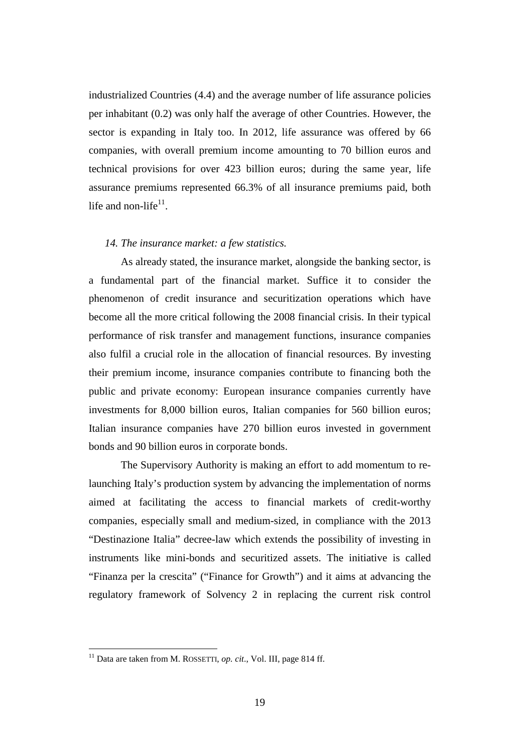industrialized Countries (4.4) and the average number of life assurance policies per inhabitant (0.2) was only half the average of other Countries. However, the sector is expanding in Italy too. In 2012, life assurance was offered by 66 companies, with overall premium income amounting to 70 billion euros and technical provisions for over 423 billion euros; during the same year, life assurance premiums represented 66.3% of all insurance premiums paid, both life and non-life[11].

*14. The insurance market: a few statistics.*

As already stated, the insurance market, alongside the banking sector, is a fundamental part of the financial market. Suffice it to consider the phenomenon of credit insurance and securitization operations which have become all the more critical following the 2008 financial crisis. In their typical performance of risk transfer and management functions, insurance companies also fulfil a crucial role in the allocation of financial resources. By investing their premium income, insurance companies contribute to financing both the public and private economy: European insurance companies currently have investments for 8,000 billion euros, Italian companies for 560 billion euros; Italian insurance companies have 270 billion euros invested in government bonds and 90 billion euros in corporate bonds.

The Supervisory Authority is making an effort to add momentum to re-launching Italy's production system by advancing the implementation of norms aimed at facilitating the access to financial markets of credit-worthy companies, especially small and medium-sized, in compliance with the 2013 "Destinazione Italia" decree-law which extends the possibility of investing in instruments like mini-bonds and securitized assets. The initiative is called "Finanza per la crescita" ("Finance for Growth") and it aims at advancing the regulatory framework of Solvency 2 in replacing the current risk control

---

[11] Data are taken from M. ROSSETTI, *op. cit.*, Vol. III, page 814 ff.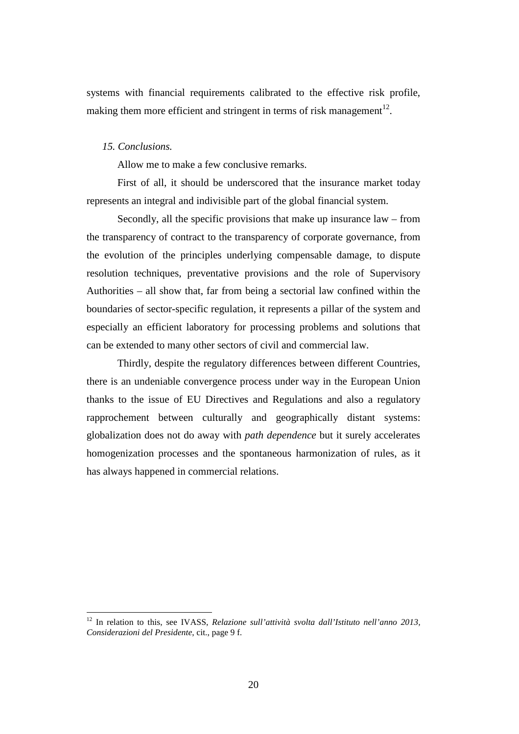systems with financial requirements calibrated to the effective risk profile, making them more efficient and stringent in terms of risk management[12].

*15. Conclusions.*

Allow me to make a few conclusive remarks.

First of all, it should be underscored that the insurance market today represents an integral and indivisible part of the global financial system.

Secondly, all the specific provisions that make up insurance law – from the transparency of contract to the transparency of corporate governance, from the evolution of the principles underlying compensable damage, to dispute resolution techniques, preventative provisions and the role of Supervisory Authorities – all show that, far from being a sectorial law confined within the boundaries of sector-specific regulation, it represents a pillar of the system and especially an efficient laboratory for processing problems and solutions that can be extended to many other sectors of civil and commercial law.

Thirdly, despite the regulatory differences between different Countries, there is an undeniable convergence process under way in the European Union thanks to the issue of EU Directives and Regulations and also a regulatory rapprochement between culturally and geographically distant systems: globalization does not do away with *path dependence* but it surely accelerates homogenization processes and the spontaneous harmonization of rules, as it has always happened in commercial relations.

---

[12] In relation to this, see IVASS, *Relazione sull'attività svolta dall'Istituto nell'anno 2013, Considerazioni del Presidente*, cit., page 9 f.